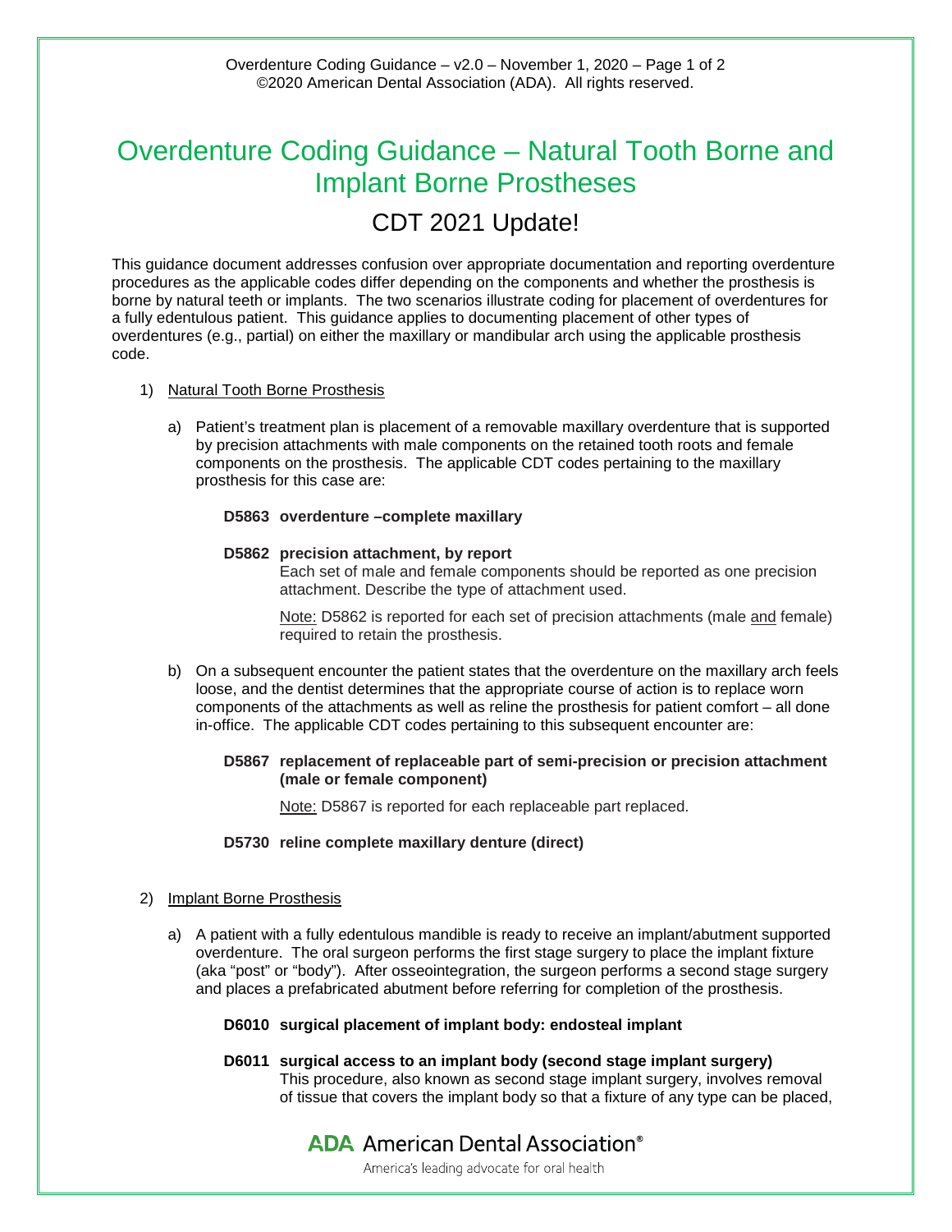# Overdenture Coding Guidance – Natural Tooth Borne and Implant Borne Prostheses

## CDT 2021 Update!

This guidance document addresses confusion over appropriate documentation and reporting overdenture procedures as the applicable codes differ depending on the components and whether the prosthesis is borne by natural teeth or implants. The two scenarios illustrate coding for placement of overdentures for a fully edentulous patient. This guidance applies to documenting placement of other types of overdentures (e.g., partial) on either the maxillary or mandibular arch using the applicable prosthesis code.

1) Natural Tooth Borne Prosthesis

   a) Patient's treatment plan is placement of a removable maxillary overdenture that is supported by precision attachments with male components on the retained tooth roots and female components on the prosthesis. The applicable CDT codes pertaining to the maxillary prosthesis for this case are:

      **D5863 overdenture –complete maxillary**

      **D5862 precision attachment, by report**
      Each set of male and female components should be reported as one precision attachment. Describe the type of attachment used.

      Note: D5862 is reported for each set of precision attachments (male and female) required to retain the prosthesis.

   b) On a subsequent encounter the patient states that the overdenture on the maxillary arch feels loose, and the dentist determines that the appropriate course of action is to replace worn components of the attachments as well as reline the prosthesis for patient comfort – all done in-office. The applicable CDT codes pertaining to this subsequent encounter are:

      **D5867 replacement of replaceable part of semi-precision or precision attachment (male or female component)**

      Note: D5867 is reported for each replaceable part replaced.

      **D5730 reline complete maxillary denture (direct)**

2) Implant Borne Prosthesis

   a) A patient with a fully edentulous mandible is ready to receive an implant/abutment supported overdenture. The oral surgeon performs the first stage surgery to place the implant fixture (aka "post" or "body"). After osseointegration, the surgeon performs a second stage surgery and places a prefabricated abutment before referring for completion of the prosthesis.

      **D6010 surgical placement of implant body: endosteal implant**

      **D6011 surgical access to an implant body (second stage implant surgery)**
      This procedure, also known as second stage implant surgery, involves removal of tissue that covers the implant body so that a fixture of any type can be placed,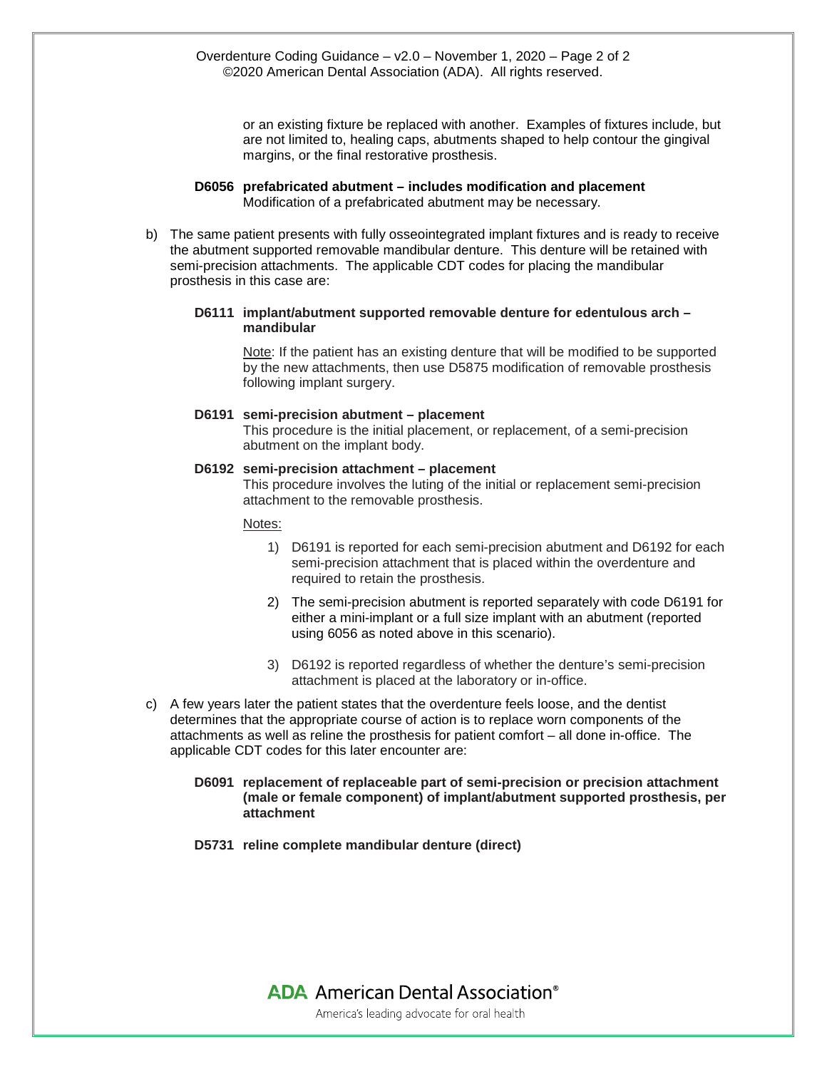or an existing fixture be replaced with another. Examples of fixtures include, but are not limited to, healing caps, abutments shaped to help contour the gingival margins, or the final restorative prosthesis.

**D6056 prefabricated abutment – includes modification and placement**
Modification of a prefabricated abutment may be necessary.

b) The same patient presents with fully osseointegrated implant fixtures and is ready to receive the abutment supported removable mandibular denture. This denture will be retained with semi-precision attachments. The applicable CDT codes for placing the mandibular prosthesis in this case are:

**D6111 implant/abutment supported removable denture for edentulous arch – mandibular**

Note: If the patient has an existing denture that will be modified to be supported by the new attachments, then use D5875 modification of removable prosthesis following implant surgery.

**D6191 semi-precision abutment – placement**
This procedure is the initial placement, or replacement, of a semi-precision abutment on the implant body.

**D6192 semi-precision attachment – placement**
This procedure involves the luting of the initial or replacement semi-precision attachment to the removable prosthesis.

Notes:

1) D6191 is reported for each semi-precision abutment and D6192 for each semi-precision attachment that is placed within the overdenture and required to retain the prosthesis.

2) The semi-precision abutment is reported separately with code D6191 for either a mini-implant or a full size implant with an abutment (reported using 6056 as noted above in this scenario).

3) D6192 is reported regardless of whether the denture's semi-precision attachment is placed at the laboratory or in-office.

c) A few years later the patient states that the overdenture feels loose, and the dentist determines that the appropriate course of action is to replace worn components of the attachments as well as reline the prosthesis for patient comfort – all done in-office. The applicable CDT codes for this later encounter are:

**D6091 replacement of replaceable part of semi-precision or precision attachment (male or female component) of implant/abutment supported prosthesis, per attachment**

**D5731 reline complete mandibular denture (direct)**